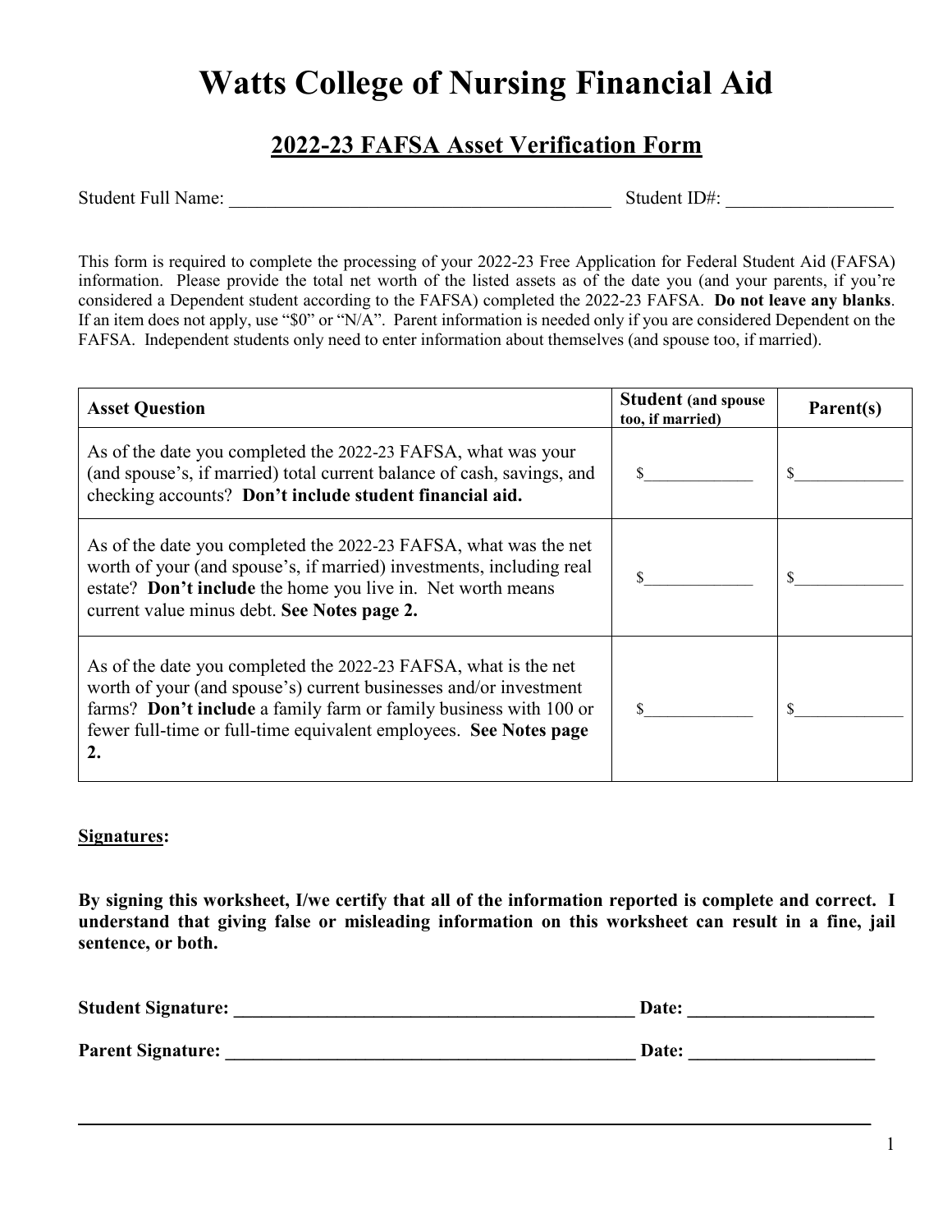# Watts College of Nursing Financial Aid

## 2022-23 FAFSA Asset Verification Form

Student Full Name: ________________________________________ Student ID#: _________________

This form is required to complete the processing of your 2022-23 Free Application for Federal Student Aid (FAFSA) information. Please provide the total net worth of the listed assets as of the date you (and your parents, if you're considered a Dependent student according to the FAFSA) completed the 2022-23 FAFSA. **Do not leave any blanks**. If an item does not apply, use "$0" or "N/A". Parent information is needed only if you are considered Dependent on the FAFSA. Independent students only need to enter information about themselves (and spouse too, if married).

| **Asset Question** | **Student (and spouse too, if married)** | **Parent(s)** |
|---|---|---|
| As of the date you completed the 2022-23 FAFSA, what was your (and spouse's, if married) total current balance of cash, savings, and checking accounts? **Don't include student financial aid.** | $____________ | $____________ |
| As of the date you completed the 2022-23 FAFSA, what was the net worth of your (and spouse's, if married) investments, including real estate? **Don't include** the home you live in. Net worth means current value minus debt. **See Notes page 2.** | $____________ | $____________ |
| As of the date you completed the 2022-23 FAFSA, what is the net worth of your (and spouse's) current businesses and/or investment farms? **Don't include** a family farm or family business with 100 or fewer full-time or full-time equivalent employees. **See Notes page 2.** | $____________ | $____________ |

**Signatures:**

**By signing this worksheet, I/we certify that all of the information reported is complete and correct. I understand that giving false or misleading information on this worksheet can result in a fine, jail sentence, or both.**

**Student Signature: ____________________________________________ Date: ____________________**

**Parent Signature: _____________________________________________ Date: ____________________**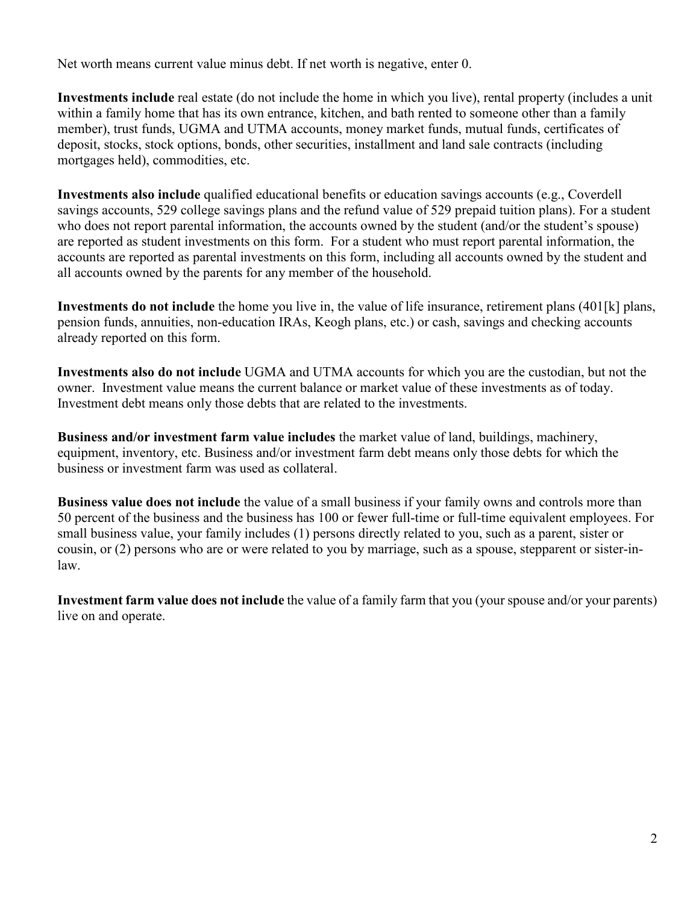Net worth means current value minus debt. If net worth is negative, enter 0.

**Investments include** real estate (do not include the home in which you live), rental property (includes a unit within a family home that has its own entrance, kitchen, and bath rented to someone other than a family member), trust funds, UGMA and UTMA accounts, money market funds, mutual funds, certificates of deposit, stocks, stock options, bonds, other securities, installment and land sale contracts (including mortgages held), commodities, etc.

**Investments also include** qualified educational benefits or education savings accounts (e.g., Coverdell savings accounts, 529 college savings plans and the refund value of 529 prepaid tuition plans). For a student who does not report parental information, the accounts owned by the student (and/or the student's spouse) are reported as student investments on this form. For a student who must report parental information, the accounts are reported as parental investments on this form, including all accounts owned by the student and all accounts owned by the parents for any member of the household.

**Investments do not include** the home you live in, the value of life insurance, retirement plans (401[k] plans, pension funds, annuities, non-education IRAs, Keogh plans, etc.) or cash, savings and checking accounts already reported on this form.

**Investments also do not include** UGMA and UTMA accounts for which you are the custodian, but not the owner. Investment value means the current balance or market value of these investments as of today. Investment debt means only those debts that are related to the investments.

**Business and/or investment farm value includes** the market value of land, buildings, machinery, equipment, inventory, etc. Business and/or investment farm debt means only those debts for which the business or investment farm was used as collateral.

**Business value does not include** the value of a small business if your family owns and controls more than 50 percent of the business and the business has 100 or fewer full-time or full-time equivalent employees. For small business value, your family includes (1) persons directly related to you, such as a parent, sister or cousin, or (2) persons who are or were related to you by marriage, such as a spouse, stepparent or sister-in-law.

**Investment farm value does not include** the value of a family farm that you (your spouse and/or your parents) live on and operate.